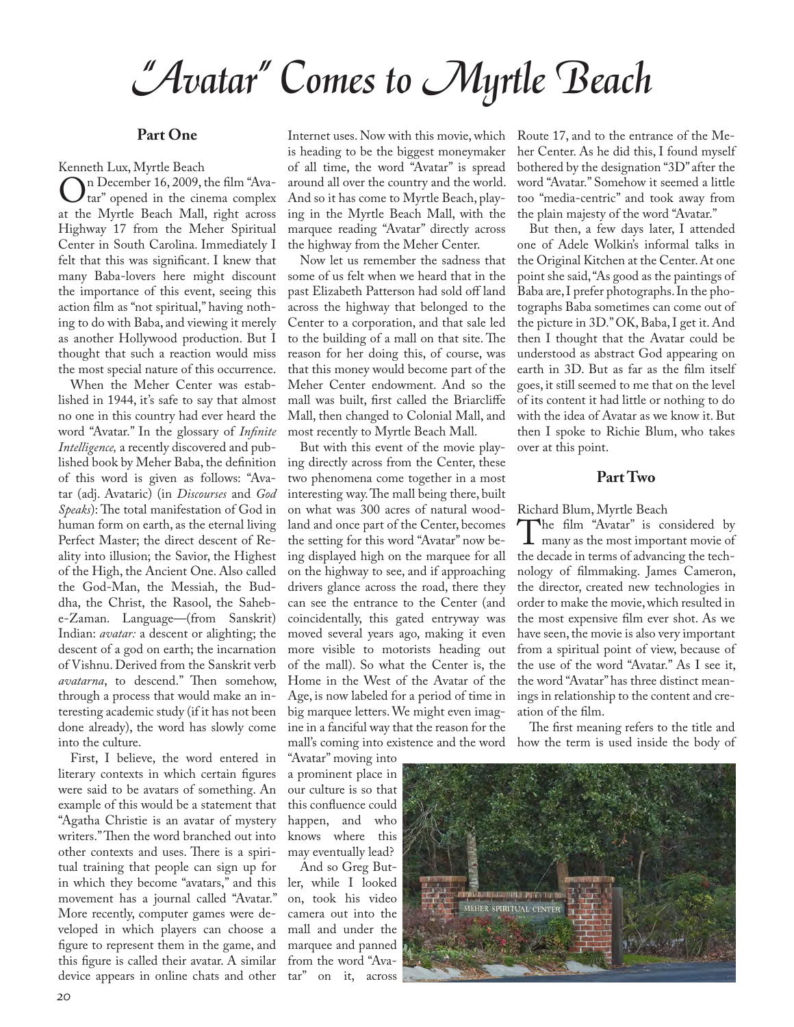# "Avatar" Comes to Myrtle Beach

## Part One

Kenneth Lux, Myrtle Beach

On December 16, 2009, the film "Avatar" opened in the cinema complex at the Myrtle Beach Mall, right across Highway 17 from the Meher Spiritual Center in South Carolina. Immediately I felt that this was significant. I knew that many Baba-lovers here might discount the importance of this event, seeing this action film as "not spiritual," having nothing to do with Baba, and viewing it merely as another Hollywood production. But I thought that such a reaction would miss the most special nature of this occurrence.

When the Meher Center was established in 1944, it's safe to say that almost no one in this country had ever heard the word "Avatar." In the glossary of *Infinite Intelligence,* a recently discovered and published book by Meher Baba, the definition of this word is given as follows: "Avatar (adj. Avataric) (in *Discourses* and *God Speaks*): The total manifestation of God in human form on earth, as the eternal living Perfect Master; the direct descent of Reality into illusion; the Savior, the Highest of the High, the Ancient One. Also called the God-Man, the Messiah, the Buddha, the Christ, the Rasool, the Saheb-e-Zaman. Language—(from Sanskrit) Indian: *avatar:* a descent or alighting; the descent of a god on earth; the incarnation of Vishnu. Derived from the Sanskrit verb *avatarna*, to descend." Then somehow, through a process that would make an interesting academic study (if it has not been done already), the word has slowly come into the culture.

First, I believe, the word entered in literary contexts in which certain figures were said to be avatars of something. An example of this would be a statement that "Agatha Christie is an avatar of mystery writers." Then the word branched out into other contexts and uses. There is a spiritual training that people can sign up for in which they become "avatars," and this movement has a journal called "Avatar." More recently, computer games were developed in which players can choose a figure to represent them in the game, and this figure is called their avatar. A similar device appears in online chats and other Internet uses. Now with this movie, which is heading to be the biggest moneymaker of all time, the word "Avatar" is spread around all over the country and the world. And so it has come to Myrtle Beach, playing in the Myrtle Beach Mall, with the marquee reading "Avatar" directly across the highway from the Meher Center.

Now let us remember the sadness that some of us felt when we heard that in the past Elizabeth Patterson had sold off land across the highway that belonged to the Center to a corporation, and that sale led to the building of a mall on that site. The reason for her doing this, of course, was that this money would become part of the Meher Center endowment. And so the mall was built, first called the Briarcliffe Mall, then changed to Colonial Mall, and most recently to Myrtle Beach Mall.

But with this event of the movie playing directly across from the Center, these two phenomena come together in a most interesting way. The mall being there, built on what was 300 acres of natural woodland and once part of the Center, becomes the setting for this word "Avatar" now being displayed high on the marquee for all on the highway to see, and if approaching drivers glance across the road, there they can see the entrance to the Center (and coincidentally, this gated entryway was moved several years ago, making it even more visible to motorists heading out of the mall). So what the Center is, the Home in the West of the Avatar of the Age, is now labeled for a period of time in big marquee letters. We might even imagine in a fanciful way that the reason for the mall's coming into existence and the word "Avatar" moving into a prominent place in our culture is so that this confluence could happen, and who knows where this may eventually lead?

And so Greg Butler, while I looked on, took his video camera out into the mall and under the marquee and panned from the word "Avatar" on it, across Route 17, and to the entrance of the Meher Center. As he did this, I found myself bothered by the designation "3D" after the word "Avatar." Somehow it seemed a little too "media-centric" and took away from the plain majesty of the word "Avatar."

But then, a few days later, I attended one of Adele Wolkin's informal talks in the Original Kitchen at the Center. At one point she said, "As good as the paintings of Baba are, I prefer photographs. In the photographs Baba sometimes can come out of the picture in 3D." OK, Baba, I get it. And then I thought that the Avatar could be understood as abstract God appearing on earth in 3D. But as far as the film itself goes, it still seemed to me that on the level of its content it had little or nothing to do with the idea of Avatar as we know it. But then I spoke to Richie Blum, who takes over at this point.

## Part Two

Richard Blum, Myrtle Beach

The film "Avatar" is considered by many as the most important movie of the decade in terms of advancing the technology of filmmaking. James Cameron, the director, created new technologies in order to make the movie, which resulted in the most expensive film ever shot. As we have seen, the movie is also very important from a spiritual point of view, because of the use of the word "Avatar." As I see it, the word "Avatar" has three distinct meanings in relationship to the content and creation of the film.

The first meaning refers to the title and how the term is used inside the body of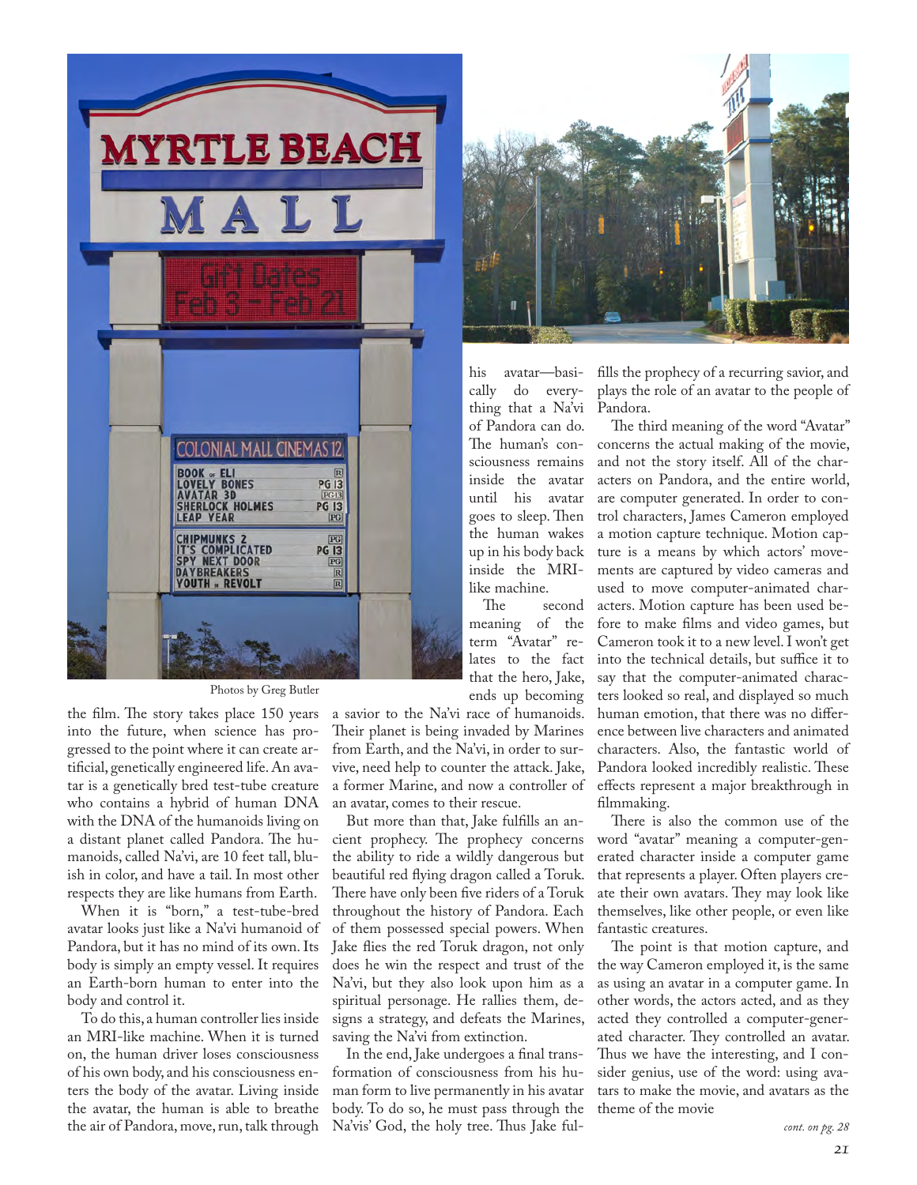Photos by Greg Butler

the film. The story takes place 150 years into the future, when science has progressed to the point where it can create artificial, genetically engineered life. An avatar is a genetically bred test-tube creature who contains a hybrid of human DNA with the DNA of the humanoids living on a distant planet called Pandora. The humanoids, called Na'vi, are 10 feet tall, bluish in color, and have a tail. In most other respects they are like humans from Earth.

When it is "born," a test-tube-bred avatar looks just like a Na'vi humanoid of Pandora, but it has no mind of its own. Its body is simply an empty vessel. It requires an Earth-born human to enter into the body and control it.

To do this, a human controller lies inside an MRI-like machine. When it is turned on, the human driver loses consciousness of his own body, and his consciousness enters the body of the avatar. Living inside the avatar, the human is able to breathe the air of Pandora, move, run, talk through his avatar—basically do everything that a Na'vi of Pandora can do. The human's consciousness remains inside the avatar until his avatar goes to sleep. Then the human wakes up in his body back inside the MRI-like machine.

The second meaning of the term "Avatar" relates to the fact that the hero, Jake, ends up becoming a savior to the Na'vi race of humanoids. Their planet is being invaded by Marines from Earth, and the Na'vi, in order to survive, need help to counter the attack. Jake, a former Marine, and now a controller of an avatar, comes to their rescue.

But more than that, Jake fulfills an ancient prophecy. The prophecy concerns the ability to ride a wildly dangerous but beautiful red flying dragon called a Toruk. There have only been five riders of a Toruk throughout the history of Pandora. Each of them possessed special powers. When Jake flies the red Toruk dragon, not only does he win the respect and trust of the Na'vi, but they also look upon him as a spiritual personage. He rallies them, designs a strategy, and defeats the Marines, saving the Na'vi from extinction.

In the end, Jake undergoes a final transformation of consciousness from his human form to live permanently in his avatar body. To do so, he must pass through the Na'vis' God, the holy tree. Thus Jake fulfills the prophecy of a recurring savior, and plays the role of an avatar to the people of Pandora.

The third meaning of the word "Avatar" concerns the actual making of the movie, and not the story itself. All of the characters on Pandora, and the entire world, are computer generated. In order to control characters, James Cameron employed a motion capture technique. Motion capture is a means by which actors' movements are captured by video cameras and used to move computer-animated characters. Motion capture has been used before to make films and video games, but Cameron took it to a new level. I won't get into the technical details, but suffice it to say that the computer-animated characters looked so real, and displayed so much human emotion, that there was no difference between live characters and animated characters. Also, the fantastic world of Pandora looked incredibly realistic. These effects represent a major breakthrough in filmmaking.

There is also the common use of the word "avatar" meaning a computer-generated character inside a computer game that represents a player. Often players create their own avatars. They may look like themselves, like other people, or even like fantastic creatures.

The point is that motion capture, and the way Cameron employed it, is the same as using an avatar in a computer game. In other words, the actors acted, and as they acted they controlled a computer-generated character. They controlled an avatar. Thus we have the interesting, and I consider genius, use of the word: using avatars to make the movie, and avatars as the theme of the movie

*cont. on pg. 28*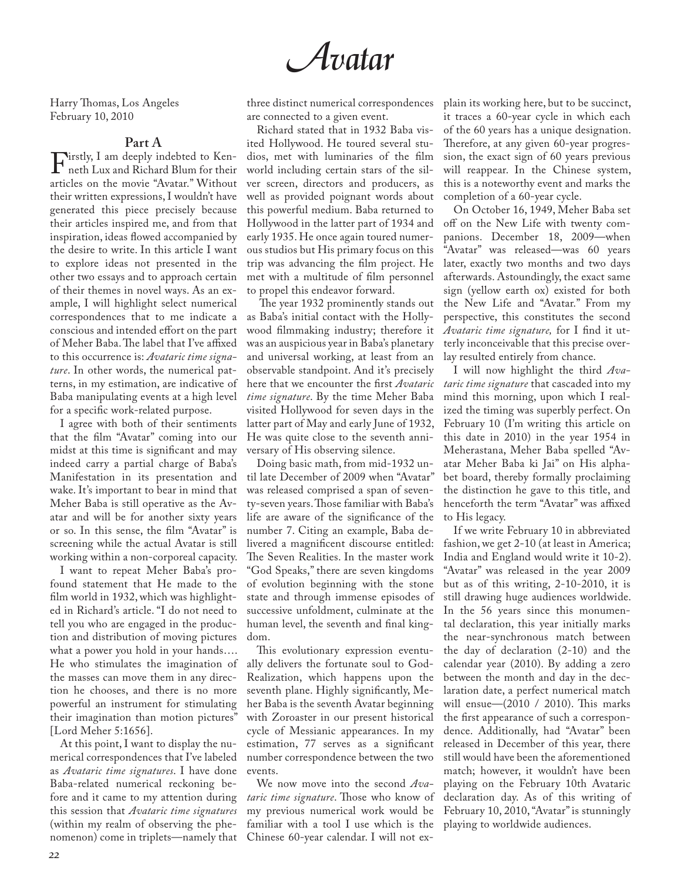# *Avatar*

Harry Thomas, Los Angeles
February 10, 2010

### Part A

Firstly, I am deeply indebted to Kenneth Lux and Richard Blum for their articles on the movie "Avatar." Without their written expressions, I wouldn't have generated this piece precisely because their articles inspired me, and from that inspiration, ideas flowed accompanied by the desire to write. In this article I want to explore ideas not presented in the other two essays and to approach certain of their themes in novel ways. As an example, I will highlight select numerical correspondences that to me indicate a conscious and intended effort on the part of Meher Baba. The label that I've affixed to this occurrence is: *Avataric time signature*. In other words, the numerical patterns, in my estimation, are indicative of Baba manipulating events at a high level for a specific work-related purpose.

I agree with both of their sentiments that the film "Avatar" coming into our midst at this time is significant and may indeed carry a partial charge of Baba's Manifestation in its presentation and wake. It's important to bear in mind that Meher Baba is still operative as the Avatar and will be for another sixty years or so. In this sense, the film "Avatar" is screening while the actual Avatar is still working within a non-corporeal capacity.

I want to repeat Meher Baba's profound statement that He made to the film world in 1932, which was highlighted in Richard's article. "I do not need to tell you who are engaged in the production and distribution of moving pictures what a power you hold in your hands…. He who stimulates the imagination of the masses can move them in any direction he chooses, and there is no more powerful an instrument for stimulating their imagination than motion pictures" [Lord Meher 5:1656].

At this point, I want to display the numerical correspondences that I've labeled as *Avataric time signatures*. I have done Baba-related numerical reckoning before and it came to my attention during this session that *Avataric time signatures* (within my realm of observing the phenomenon) come in triplets—namely that three distinct numerical correspondences are connected to a given event.

Richard stated that in 1932 Baba visited Hollywood. He toured several studios, met with luminaries of the film world including certain stars of the silver screen, directors and producers, as well as provided poignant words about this powerful medium. Baba returned to Hollywood in the latter part of 1934 and early 1935. He once again toured numerous studios but His primary focus on this trip was advancing the film project. He met with a multitude of film personnel to propel this endeavor forward.

The year 1932 prominently stands out as Baba's initial contact with the Hollywood filmmaking industry; therefore it was an auspicious year in Baba's planetary and universal working, at least from an observable standpoint. And it's precisely here that we encounter the first *Avataric time signature*. By the time Meher Baba visited Hollywood for seven days in the latter part of May and early June of 1932, He was quite close to the seventh anniversary of His observing silence.

Doing basic math, from mid-1932 until late December of 2009 when "Avatar" was released comprised a span of seventy-seven years. Those familiar with Baba's life are aware of the significance of the number 7. Citing an example, Baba delivered a magnificent discourse entitled: The Seven Realities. In the master work "God Speaks," there are seven kingdoms of evolution beginning with the stone state and through immense episodes of successive unfoldment, culminate at the human level, the seventh and final kingdom.

This evolutionary expression eventually delivers the fortunate soul to God-Realization, which happens upon the seventh plane. Highly significantly, Meher Baba is the seventh Avatar beginning with Zoroaster in our present historical cycle of Messianic appearances. In my estimation, 77 serves as a significant number correspondence between the two events.

We now move into the second *Avataric time signature*. Those who know of my previous numerical work would be familiar with a tool I use which is the Chinese 60-year calendar. I will not explain its working here, but to be succinct, it traces a 60-year cycle in which each of the 60 years has a unique designation. Therefore, at any given 60-year progression, the exact sign of 60 years previous will reappear. In the Chinese system, this is a noteworthy event and marks the completion of a 60-year cycle.

On October 16, 1949, Meher Baba set off on the New Life with twenty companions. December 18, 2009—when "Avatar" was released—was 60 years later, exactly two months and two days afterwards. Astoundingly, the exact same sign (yellow earth ox) existed for both the New Life and "Avatar." From my perspective, this constitutes the second *Avataric time signature,* for I find it utterly inconceivable that this precise overlay resulted entirely from chance.

I will now highlight the third *Avataric time signature* that cascaded into my mind this morning, upon which I realized the timing was superbly perfect. On February 10 (I'm writing this article on this date in 2010) in the year 1954 in Meherastana, Meher Baba spelled "Avatar Meher Baba ki Jai" on His alphabet board, thereby formally proclaiming the distinction he gave to this title, and henceforth the term "Avatar" was affixed to His legacy.

If we write February 10 in abbreviated fashion, we get 2-10 (at least in America; India and England would write it 10-2). "Avatar" was released in the year 2009 but as of this writing, 2-10-2010, it is still drawing huge audiences worldwide. In the 56 years since this monumental declaration, this year initially marks the near-synchronous match between the day of declaration (2-10) and the calendar year (2010). By adding a zero between the month and day in the declaration date, a perfect numerical match will ensue—(2010 / 2010). This marks the first appearance of such a correspondence. Additionally, had "Avatar" been released in December of this year, there still would have been the aforementioned match; however, it wouldn't have been playing on the February 10th Avataric declaration day. As of this writing of February 10, 2010, "Avatar" is stunningly playing to worldwide audiences.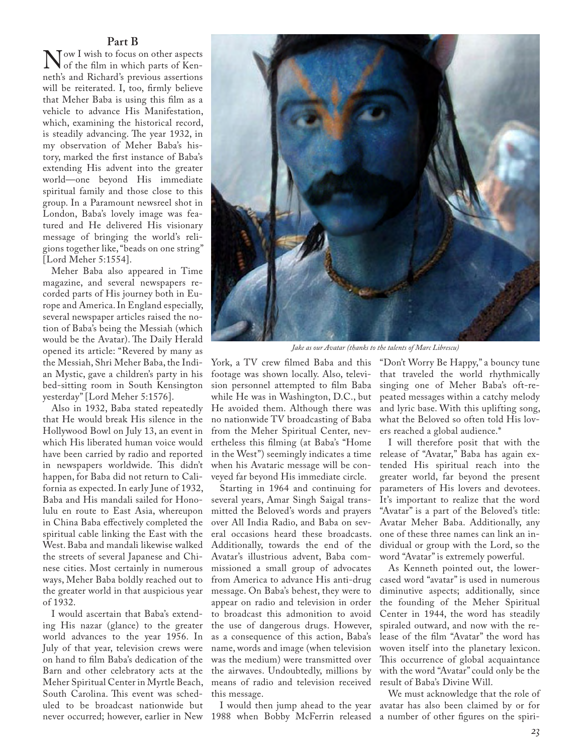## Part B

Now I wish to focus on other aspects of the film in which parts of Kenneth's and Richard's previous assertions will be reiterated. I, too, firmly believe that Meher Baba is using this film as a vehicle to advance His Manifestation, which, examining the historical record, is steadily advancing. The year 1932, in my observation of Meher Baba's history, marked the first instance of Baba's extending His advent into the greater world—one beyond His immediate spiritual family and those close to this group. In a Paramount newsreel shot in London, Baba's lovely image was featured and He delivered His visionary message of bringing the world's religions together like, "beads on one string" [Lord Meher 5:1554].

Meher Baba also appeared in Time magazine, and several newspapers recorded parts of His journey both in Europe and America. In England especially, several newspaper articles raised the notion of Baba's being the Messiah (which would be the Avatar). The Daily Herald opened its article: "Revered by many as the Messiah, Shri Meher Baba, the Indian Mystic, gave a children's party in his bed-sitting room in South Kensington yesterday" [Lord Meher 5:1576].

Also in 1932, Baba stated repeatedly that He would break His silence in the Hollywood Bowl on July 13, an event in which His liberated human voice would have been carried by radio and reported in newspapers worldwide. This didn't happen, for Baba did not return to California as expected. In early June of 1932, Baba and His mandali sailed for Honolulu en route to East Asia, whereupon in China Baba effectively completed the spiritual cable linking the East with the West. Baba and mandali likewise walked the streets of several Japanese and Chinese cities. Most certainly in numerous ways, Meher Baba boldly reached out to the greater world in that auspicious year of 1932.

I would ascertain that Baba's extending His nazar (glance) to the greater world advances to the year 1956. In July of that year, television crews were on hand to film Baba's dedication of the Barn and other celebratory acts at the Meher Spiritual Center in Myrtle Beach, South Carolina. This event was scheduled to be broadcast nationwide but never occurred; however, earlier in New York, a TV crew filmed Baba and this footage was shown locally. Also, television personnel attempted to film Baba while He was in Washington, D.C., but He avoided them. Although there was no nationwide TV broadcasting of Baba from the Meher Spiritual Center, nevertheless this filming (at Baba's "Home in the West") seemingly indicates a time when his Avataric message will be conveyed far beyond His immediate circle.

*Jake as our Avatar (thanks to the talents of Marc Librescu)*

Starting in 1964 and continuing for several years, Amar Singh Saigal transmitted the Beloved's words and prayers over All India Radio, and Baba on several occasions heard these broadcasts. Additionally, towards the end of the Avatar's illustrious advent, Baba commissioned a small group of advocates from America to advance His anti-drug message. On Baba's behest, they were to appear on radio and television in order to broadcast this admonition to avoid the use of dangerous drugs. However, as a consequence of this action, Baba's name, words and image (when television was the medium) were transmitted over the airwaves. Undoubtedly, millions by means of radio and television received this message.

I would then jump ahead to the year 1988 when Bobby McFerrin released "Don't Worry Be Happy," a bouncy tune that traveled the world rhythmically singing one of Meher Baba's oft-repeated messages within a catchy melody and lyric base. With this uplifting song, what the Beloved so often told His lovers reached a global audience.*

I will therefore posit that with the release of "Avatar," Baba has again extended His spiritual reach into the greater world, far beyond the present parameters of His lovers and devotees. It's important to realize that the word "Avatar" is a part of the Beloved's title: Avatar Meher Baba. Additionally, any one of these three names can link an individual or group with the Lord, so the word "Avatar" is extremely powerful.

As Kenneth pointed out, the lowercased word "avatar" is used in numerous diminutive aspects; additionally, since the founding of the Meher Spiritual Center in 1944, the word has steadily spiraled outward, and now with the release of the film "Avatar" the word has woven itself into the planetary lexicon. This occurrence of global acquaintance with the word "Avatar" could only be the result of Baba's Divine Will.

We must acknowledge that the role of avatar has also been claimed by or for a number of other figures on the spiri-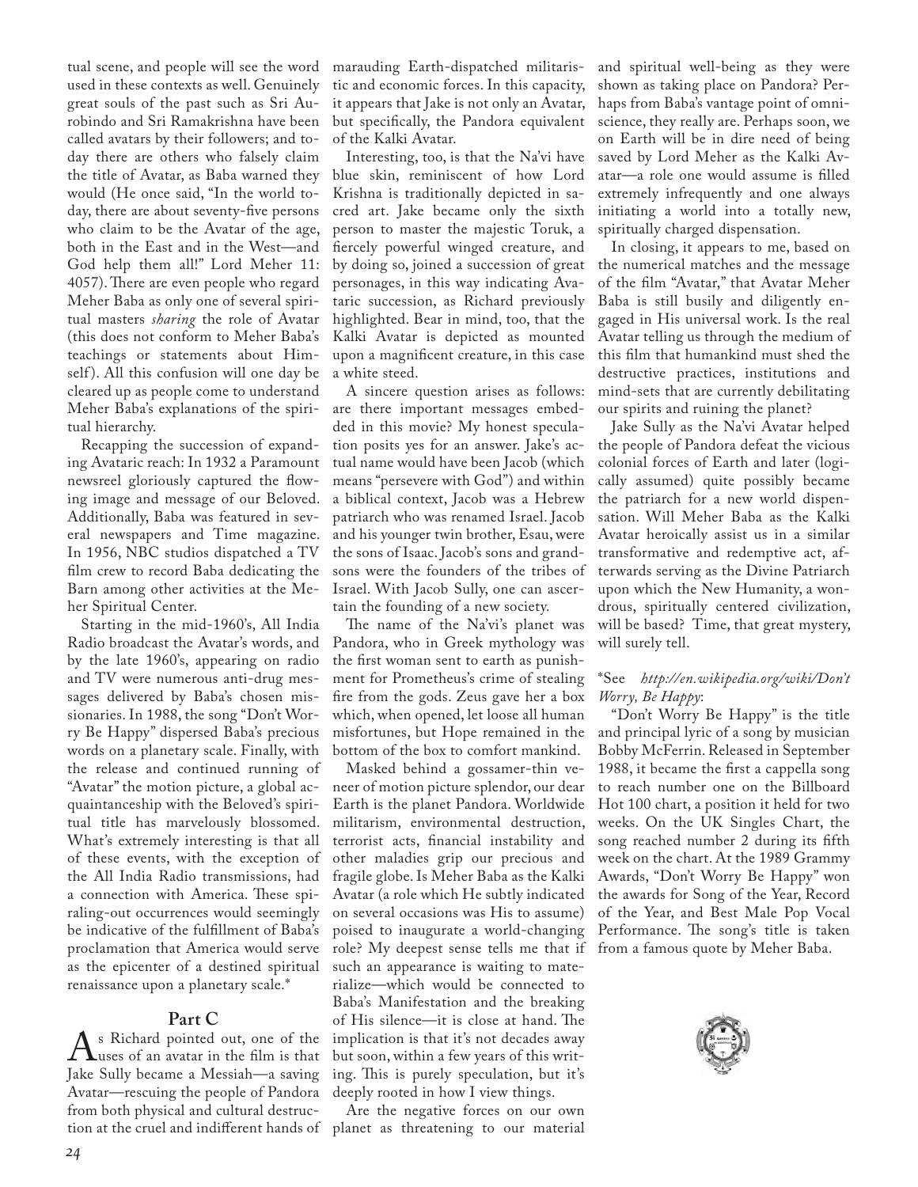tual scene, and people will see the word used in these contexts as well. Genuinely great souls of the past such as Sri Aurobindo and Sri Ramakrishna have been called avatars by their followers; and today there are others who falsely claim the title of Avatar, as Baba warned they would (He once said, "In the world today, there are about seventy-five persons who claim to be the Avatar of the age, both in the East and in the West—and God help them all!" Lord Meher 11: 4057). There are even people who regard Meher Baba as only one of several spiritual masters *sharing* the role of Avatar (this does not conform to Meher Baba's teachings or statements about Himself). All this confusion will one day be cleared up as people come to understand Meher Baba's explanations of the spiritual hierarchy.

Recapping the succession of expanding Avataric reach: In 1932 a Paramount newsreel gloriously captured the flowing image and message of our Beloved. Additionally, Baba was featured in several newspapers and Time magazine. In 1956, NBC studios dispatched a TV film crew to record Baba dedicating the Barn among other activities at the Meher Spiritual Center.

Starting in the mid-1960's, All India Radio broadcast the Avatar's words, and by the late 1960's, appearing on radio and TV were numerous anti-drug messages delivered by Baba's chosen missionaries. In 1988, the song "Don't Worry Be Happy" dispersed Baba's precious words on a planetary scale. Finally, with the release and continued running of "Avatar" the motion picture, a global acquaintanceship with the Beloved's spiritual title has marvelously blossomed. What's extremely interesting is that all of these events, with the exception of the All India Radio transmissions, had a connection with America. These spiraling-out occurrences would seemingly be indicative of the fulfillment of Baba's proclamation that America would serve as the epicenter of a destined spiritual renaissance upon a planetary scale.*

## Part C

As Richard pointed out, one of the uses of an avatar in the film is that Jake Sully became a Messiah—a saving Avatar—rescuing the people of Pandora from both physical and cultural destruction at the cruel and indifferent hands of marauding Earth-dispatched militaristic and economic forces. In this capacity, it appears that Jake is not only an Avatar, but specifically, the Pandora equivalent of the Kalki Avatar.

Interesting, too, is that the Na'vi have blue skin, reminiscent of how Lord Krishna is traditionally depicted in sacred art. Jake became only the sixth person to master the majestic Toruk, a fiercely powerful winged creature, and by doing so, joined a succession of great personages, in this way indicating Avataric succession, as Richard previously highlighted. Bear in mind, too, that the Kalki Avatar is depicted as mounted upon a magnificent creature, in this case a white steed.

A sincere question arises as follows: are there important messages embedded in this movie? My honest speculation posits yes for an answer. Jake's actual name would have been Jacob (which means "persevere with God") and within a biblical context, Jacob was a Hebrew patriarch who was renamed Israel. Jacob and his younger twin brother, Esau, were the sons of Isaac. Jacob's sons and grandsons were the founders of the tribes of Israel. With Jacob Sully, one can ascertain the founding of a new society.

The name of the Na'vi's planet was Pandora, who in Greek mythology was the first woman sent to earth as punishment for Prometheus's crime of stealing fire from the gods. Zeus gave her a box which, when opened, let loose all human misfortunes, but Hope remained in the bottom of the box to comfort mankind.

Masked behind a gossamer-thin veneer of motion picture splendor, our dear Earth is the planet Pandora. Worldwide militarism, environmental destruction, terrorist acts, financial instability and other maladies grip our precious and fragile globe. Is Meher Baba as the Kalki Avatar (a role which He subtly indicated on several occasions was His to assume) poised to inaugurate a world-changing role? My deepest sense tells me that if such an appearance is waiting to materialize—which would be connected to Baba's Manifestation and the breaking of His silence—it is close at hand. The implication is that it's not decades away but soon, within a few years of this writing. This is purely speculation, but it's deeply rooted in how I view things.

Are the negative forces on our own planet as threatening to our material and spiritual well-being as they were shown as taking place on Pandora? Perhaps from Baba's vantage point of omniscience, they really are. Perhaps soon, we on Earth will be in dire need of being saved by Lord Meher as the Kalki Avatar—a role one would assume is filled extremely infrequently and one always initiating a world into a totally new, spiritually charged dispensation.

In closing, it appears to me, based on the numerical matches and the message of the film "Avatar," that Avatar Meher Baba is still busily and diligently engaged in His universal work. Is the real Avatar telling us through the medium of this film that humankind must shed the destructive practices, institutions and mind-sets that are currently debilitating our spirits and ruining the planet?

Jake Sully as the Na'vi Avatar helped the people of Pandora defeat the vicious colonial forces of Earth and later (logically assumed) quite possibly became the patriarch for a new world dispensation. Will Meher Baba as the Kalki Avatar heroically assist us in a similar transformative and redemptive act, afterwards serving as the Divine Patriarch upon which the New Humanity, a wondrous, spiritually centered civilization, will be based? Time, that great mystery, will surely tell.

*See *http://en.wikipedia.org/wiki/Don't Worry, Be Happy*:

"Don't Worry Be Happy" is the title and principal lyric of a song by musician Bobby McFerrin. Released in September 1988, it became the first a cappella song to reach number one on the Billboard Hot 100 chart, a position it held for two weeks. On the UK Singles Chart, the song reached number 2 during its fifth week on the chart. At the 1989 Grammy Awards, "Don't Worry Be Happy" won the awards for Song of the Year, Record of the Year, and Best Male Pop Vocal Performance. The song's title is taken from a famous quote by Meher Baba.